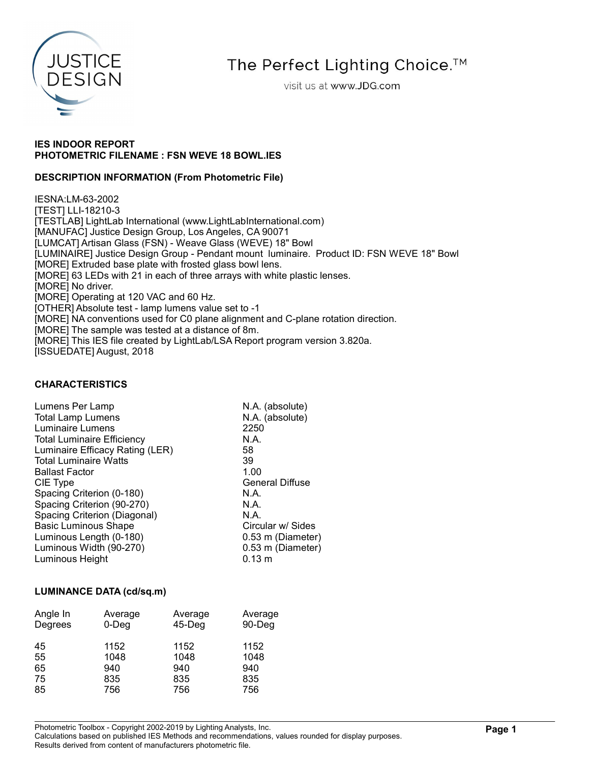JUSTICE DESIGN

The Perfect Lighting Choice.™

visit us at www.JDG.com

**IES INDOOR REPORT**
**PHOTOMETRIC FILENAME : FSN WEVE 18 BOWL.IES**

**DESCRIPTION INFORMATION (From Photometric File)**

IESNA:LM-63-2002
[TEST] LLI-18210-3
[TESTLAB] LightLab International (www.LightLabInternational.com)
[MANUFAC] Justice Design Group, Los Angeles, CA 90071
[LUMCAT] Artisan Glass (FSN) - Weave Glass (WEVE) 18" Bowl
[LUMINAIRE] Justice Design Group - Pendant mount luminaire. Product ID: FSN WEVE 18" Bowl
[MORE] Extruded base plate with frosted glass bowl lens.
[MORE] 63 LEDs with 21 in each of three arrays with white plastic lenses.
[MORE] No driver.
[MORE] Operating at 120 VAC and 60 Hz.
[OTHER] Absolute test - lamp lumens value set to -1
[MORE] NA conventions used for C0 plane alignment and C-plane rotation direction.
[MORE] The sample was tested at a distance of 8m.
[MORE] This IES file created by LightLab/LSA Report program version 3.820a.
[ISSUEDATE] August, 2018

**CHARACTERISTICS**

| | |
|---|---|
| Lumens Per Lamp | N.A. (absolute) |
| Total Lamp Lumens | N.A. (absolute) |
| Luminaire Lumens | 2250 |
| Total Luminaire Efficiency | N.A. |
| Luminaire Efficacy Rating (LER) | 58 |
| Total Luminaire Watts | 39 |
| Ballast Factor | 1.00 |
| CIE Type | General Diffuse |
| Spacing Criterion (0-180) | N.A. |
| Spacing Criterion (90-270) | N.A. |
| Spacing Criterion (Diagonal) | N.A. |
| Basic Luminous Shape | Circular w/ Sides |
| Luminous Length (0-180) | 0.53 m (Diameter) |
| Luminous Width (90-270) | 0.53 m (Diameter) |
| Luminous Height | 0.13 m |

**LUMINANCE DATA (cd/sq.m)**

| Angle In Degrees | Average 0-Deg | Average 45-Deg | Average 90-Deg |
|---|---|---|---|
| 45 | 1152 | 1152 | 1152 |
| 55 | 1048 | 1048 | 1048 |
| 65 | 940 | 940 | 940 |
| 75 | 835 | 835 | 835 |
| 85 | 756 | 756 | 756 |

Photometric Toolbox - Copyright 2002-2019 by Lighting Analysts, Inc.
Calculations based on published IES Methods and recommendations, values rounded for display purposes.
Results derived from content of manufacturers photometric file.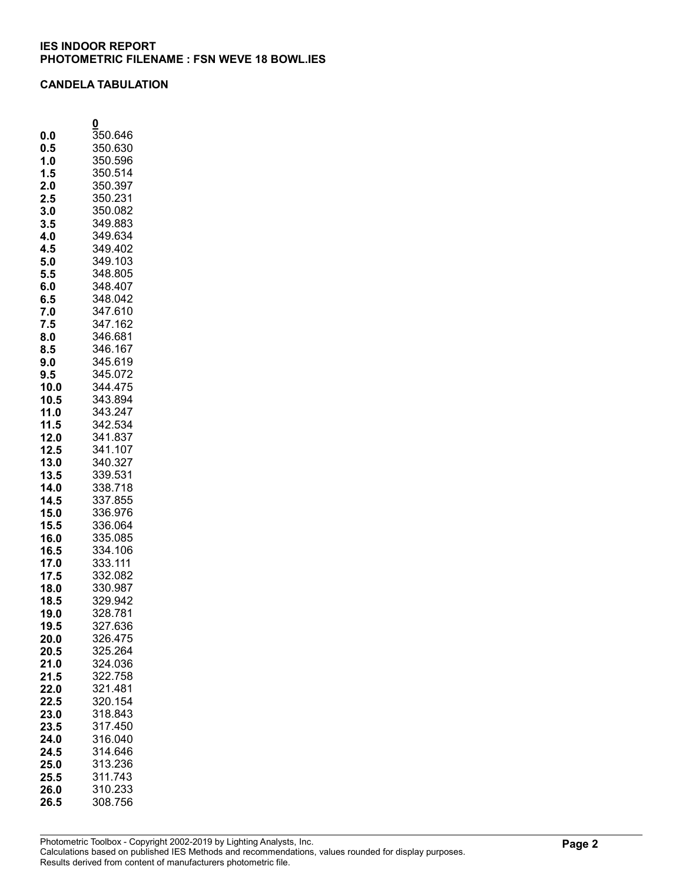**IES INDOOR REPORT**
**PHOTOMETRIC FILENAME : FSN WEVE 18 BOWL.IES**

**CANDELA TABULATION**

| | 0 |
|---|---|
| **0.0** | 350.646 |
| **0.5** | 350.630 |
| **1.0** | 350.596 |
| **1.5** | 350.514 |
| **2.0** | 350.397 |
| **2.5** | 350.231 |
| **3.0** | 350.082 |
| **3.5** | 349.883 |
| **4.0** | 349.634 |
| **4.5** | 349.402 |
| **5.0** | 349.103 |
| **5.5** | 348.805 |
| **6.0** | 348.407 |
| **6.5** | 348.042 |
| **7.0** | 347.610 |
| **7.5** | 347.162 |
| **8.0** | 346.681 |
| **8.5** | 346.167 |
| **9.0** | 345.619 |
| **9.5** | 345.072 |
| **10.0** | 344.475 |
| **10.5** | 343.894 |
| **11.0** | 343.247 |
| **11.5** | 342.534 |
| **12.0** | 341.837 |
| **12.5** | 341.107 |
| **13.0** | 340.327 |
| **13.5** | 339.531 |
| **14.0** | 338.718 |
| **14.5** | 337.855 |
| **15.0** | 336.976 |
| **15.5** | 336.064 |
| **16.0** | 335.085 |
| **16.5** | 334.106 |
| **17.0** | 333.111 |
| **17.5** | 332.082 |
| **18.0** | 330.987 |
| **18.5** | 329.942 |
| **19.0** | 328.781 |
| **19.5** | 327.636 |
| **20.0** | 326.475 |
| **20.5** | 325.264 |
| **21.0** | 324.036 |
| **21.5** | 322.758 |
| **22.0** | 321.481 |
| **22.5** | 320.154 |
| **23.0** | 318.843 |
| **23.5** | 317.450 |
| **24.0** | 316.040 |
| **24.5** | 314.646 |
| **25.0** | 313.236 |
| **25.5** | 311.743 |
| **26.0** | 310.233 |
| **26.5** | 308.756 |

Photometric Toolbox - Copyright 2002-2019 by Lighting Analysts, Inc.
Calculations based on published IES Methods and recommendations, values rounded for display purposes.
Results derived from content of manufacturers photometric file.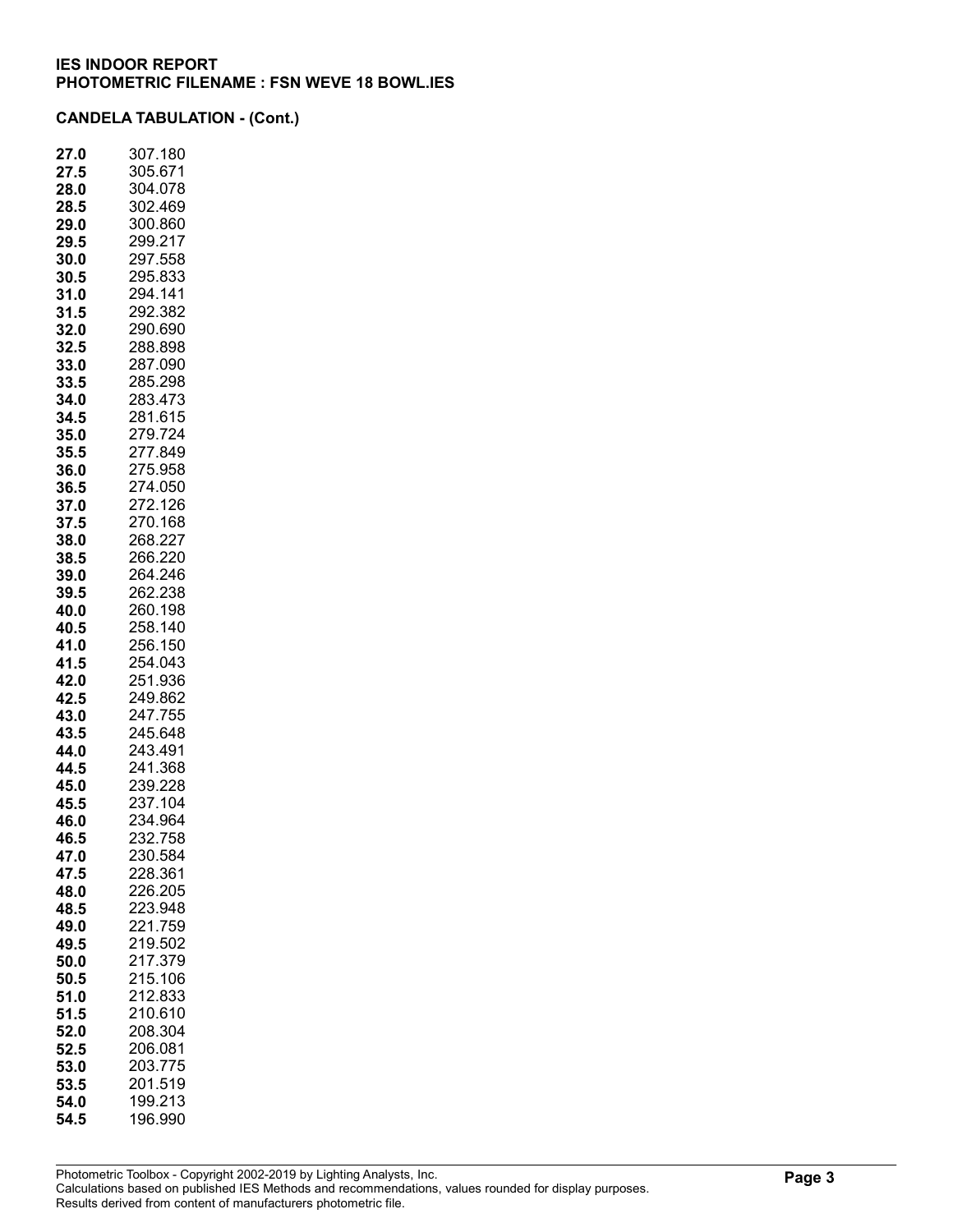**IES INDOOR REPORT**
**PHOTOMETRIC FILENAME : FSN WEVE 18 BOWL.IES**

**CANDELA TABULATION - (Cont.)**

| | |
|---|---|
| **27.0** | 307.180 |
| **27.5** | 305.671 |
| **28.0** | 304.078 |
| **28.5** | 302.469 |
| **29.0** | 300.860 |
| **29.5** | 299.217 |
| **30.0** | 297.558 |
| **30.5** | 295.833 |
| **31.0** | 294.141 |
| **31.5** | 292.382 |
| **32.0** | 290.690 |
| **32.5** | 288.898 |
| **33.0** | 287.090 |
| **33.5** | 285.298 |
| **34.0** | 283.473 |
| **34.5** | 281.615 |
| **35.0** | 279.724 |
| **35.5** | 277.849 |
| **36.0** | 275.958 |
| **36.5** | 274.050 |
| **37.0** | 272.126 |
| **37.5** | 270.168 |
| **38.0** | 268.227 |
| **38.5** | 266.220 |
| **39.0** | 264.246 |
| **39.5** | 262.238 |
| **40.0** | 260.198 |
| **40.5** | 258.140 |
| **41.0** | 256.150 |
| **41.5** | 254.043 |
| **42.0** | 251.936 |
| **42.5** | 249.862 |
| **43.0** | 247.755 |
| **43.5** | 245.648 |
| **44.0** | 243.491 |
| **44.5** | 241.368 |
| **45.0** | 239.228 |
| **45.5** | 237.104 |
| **46.0** | 234.964 |
| **46.5** | 232.758 |
| **47.0** | 230.584 |
| **47.5** | 228.361 |
| **48.0** | 226.205 |
| **48.5** | 223.948 |
| **49.0** | 221.759 |
| **49.5** | 219.502 |
| **50.0** | 217.379 |
| **50.5** | 215.106 |
| **51.0** | 212.833 |
| **51.5** | 210.610 |
| **52.0** | 208.304 |
| **52.5** | 206.081 |
| **53.0** | 203.775 |
| **53.5** | 201.519 |
| **54.0** | 199.213 |
| **54.5** | 196.990 |

Photometric Toolbox - Copyright 2002-2019 by Lighting Analysts, Inc.
Calculations based on published IES Methods and recommendations, values rounded for display purposes.
Results derived from content of manufacturers photometric file.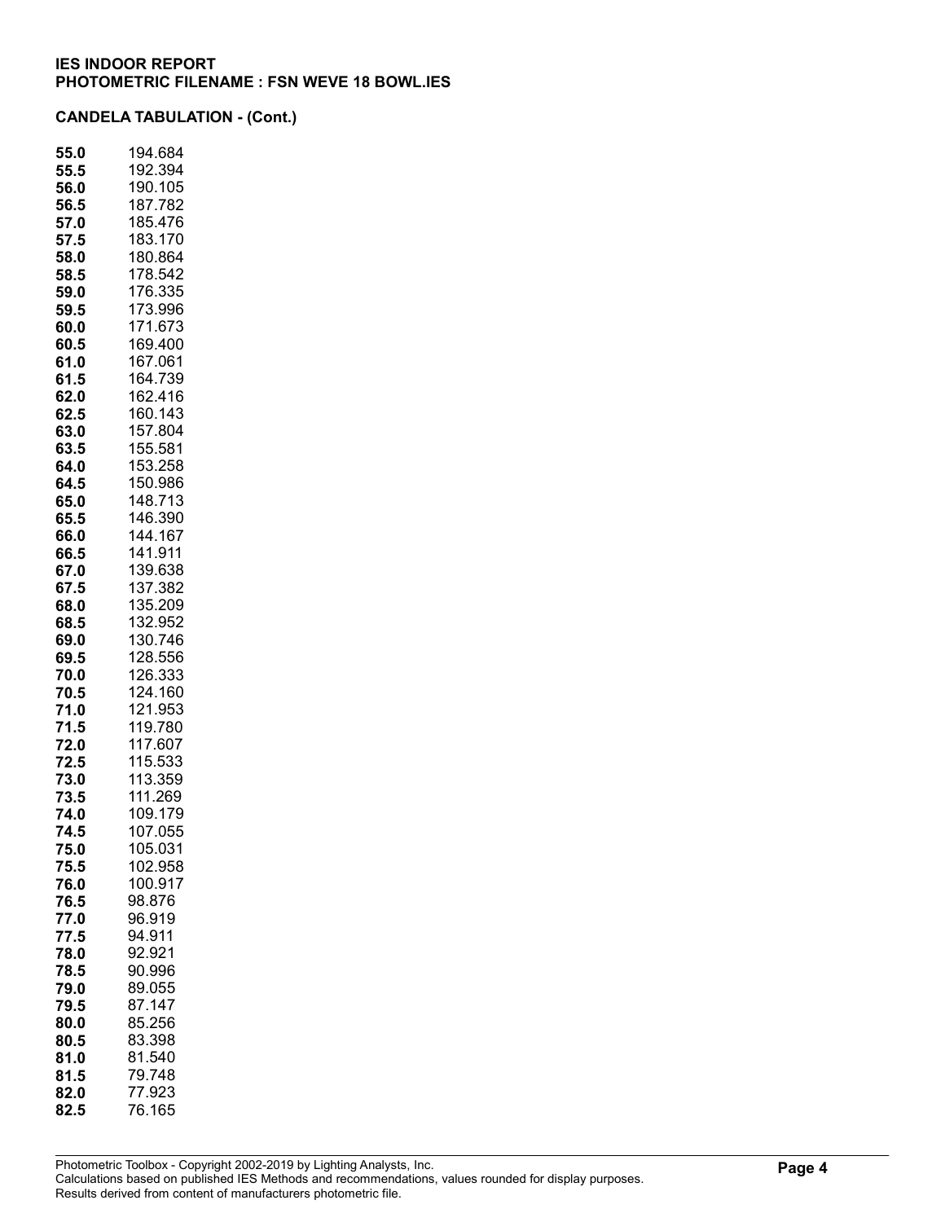**IES INDOOR REPORT**
**PHOTOMETRIC FILENAME : FSN WEVE 18 BOWL.IES**

**CANDELA TABULATION - (Cont.)**

| | |
|---|---|
| **55.0** | 194.684 |
| **55.5** | 192.394 |
| **56.0** | 190.105 |
| **56.5** | 187.782 |
| **57.0** | 185.476 |
| **57.5** | 183.170 |
| **58.0** | 180.864 |
| **58.5** | 178.542 |
| **59.0** | 176.335 |
| **59.5** | 173.996 |
| **60.0** | 171.673 |
| **60.5** | 169.400 |
| **61.0** | 167.061 |
| **61.5** | 164.739 |
| **62.0** | 162.416 |
| **62.5** | 160.143 |
| **63.0** | 157.804 |
| **63.5** | 155.581 |
| **64.0** | 153.258 |
| **64.5** | 150.986 |
| **65.0** | 148.713 |
| **65.5** | 146.390 |
| **66.0** | 144.167 |
| **66.5** | 141.911 |
| **67.0** | 139.638 |
| **67.5** | 137.382 |
| **68.0** | 135.209 |
| **68.5** | 132.952 |
| **69.0** | 130.746 |
| **69.5** | 128.556 |
| **70.0** | 126.333 |
| **70.5** | 124.160 |
| **71.0** | 121.953 |
| **71.5** | 119.780 |
| **72.0** | 117.607 |
| **72.5** | 115.533 |
| **73.0** | 113.359 |
| **73.5** | 111.269 |
| **74.0** | 109.179 |
| **74.5** | 107.055 |
| **75.0** | 105.031 |
| **75.5** | 102.958 |
| **76.0** | 100.917 |
| **76.5** | 98.876 |
| **77.0** | 96.919 |
| **77.5** | 94.911 |
| **78.0** | 92.921 |
| **78.5** | 90.996 |
| **79.0** | 89.055 |
| **79.5** | 87.147 |
| **80.0** | 85.256 |
| **80.5** | 83.398 |
| **81.0** | 81.540 |
| **81.5** | 79.748 |
| **82.0** | 77.923 |
| **82.5** | 76.165 |

Photometric Toolbox - Copyright 2002-2019 by Lighting Analysts, Inc.
Calculations based on published IES Methods and recommendations, values rounded for display purposes.
Results derived from content of manufacturers photometric file.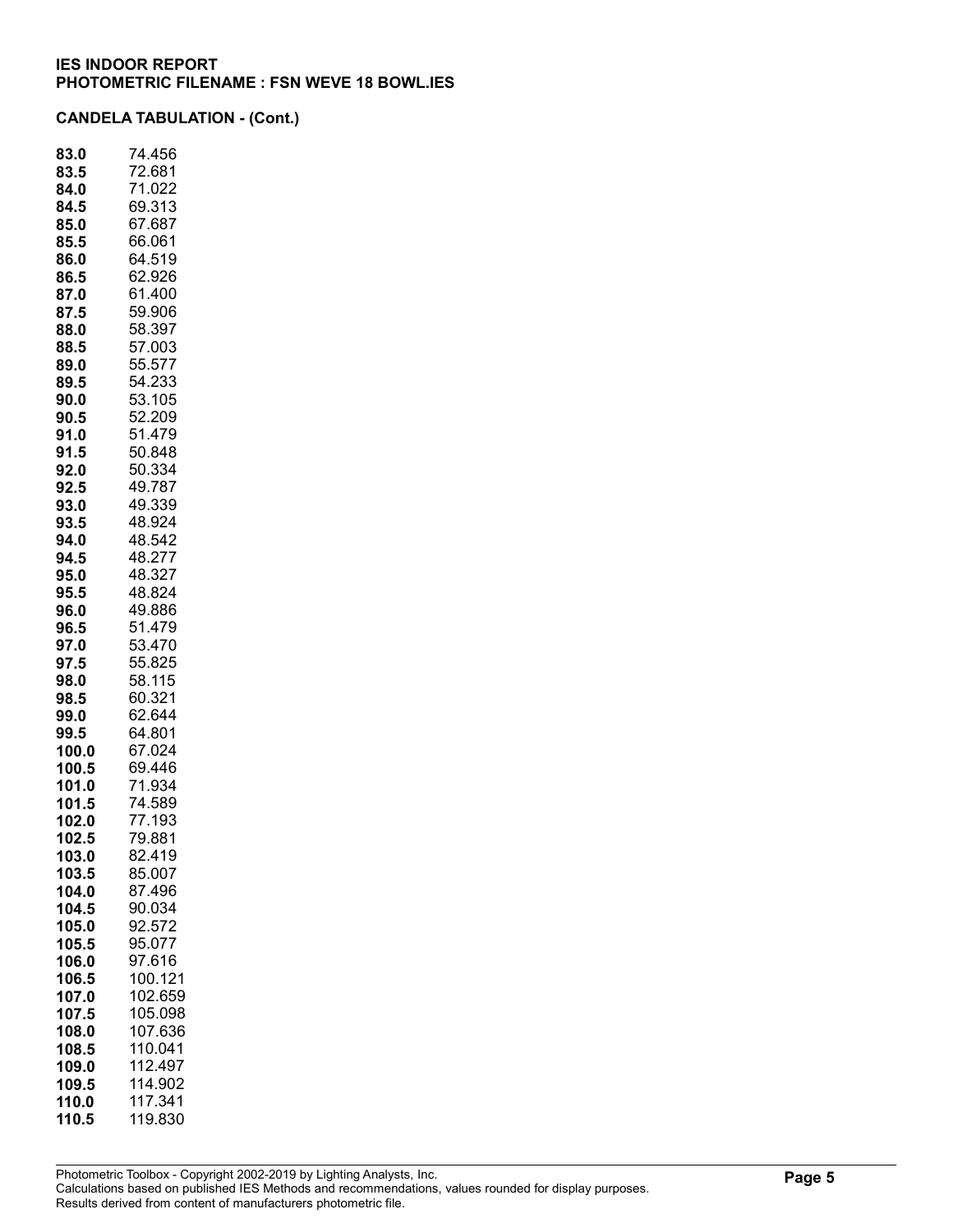**IES INDOOR REPORT**
**PHOTOMETRIC FILENAME : FSN WEVE 18 BOWL.IES**

**CANDELA TABULATION - (Cont.)**

| | |
|---|---|
| **83.0** | 74.456 |
| **83.5** | 72.681 |
| **84.0** | 71.022 |
| **84.5** | 69.313 |
| **85.0** | 67.687 |
| **85.5** | 66.061 |
| **86.0** | 64.519 |
| **86.5** | 62.926 |
| **87.0** | 61.400 |
| **87.5** | 59.906 |
| **88.0** | 58.397 |
| **88.5** | 57.003 |
| **89.0** | 55.577 |
| **89.5** | 54.233 |
| **90.0** | 53.105 |
| **90.5** | 52.209 |
| **91.0** | 51.479 |
| **91.5** | 50.848 |
| **92.0** | 50.334 |
| **92.5** | 49.787 |
| **93.0** | 49.339 |
| **93.5** | 48.924 |
| **94.0** | 48.542 |
| **94.5** | 48.277 |
| **95.0** | 48.327 |
| **95.5** | 48.824 |
| **96.0** | 49.886 |
| **96.5** | 51.479 |
| **97.0** | 53.470 |
| **97.5** | 55.825 |
| **98.0** | 58.115 |
| **98.5** | 60.321 |
| **99.0** | 62.644 |
| **99.5** | 64.801 |
| **100.0** | 67.024 |
| **100.5** | 69.446 |
| **101.0** | 71.934 |
| **101.5** | 74.589 |
| **102.0** | 77.193 |
| **102.5** | 79.881 |
| **103.0** | 82.419 |
| **103.5** | 85.007 |
| **104.0** | 87.496 |
| **104.5** | 90.034 |
| **105.0** | 92.572 |
| **105.5** | 95.077 |
| **106.0** | 97.616 |
| **106.5** | 100.121 |
| **107.0** | 102.659 |
| **107.5** | 105.098 |
| **108.0** | 107.636 |
| **108.5** | 110.041 |
| **109.0** | 112.497 |
| **109.5** | 114.902 |
| **110.0** | 117.341 |
| **110.5** | 119.830 |

Photometric Toolbox - Copyright 2002-2019 by Lighting Analysts, Inc.
Calculations based on published IES Methods and recommendations, values rounded for display purposes.
Results derived from content of manufacturers photometric file.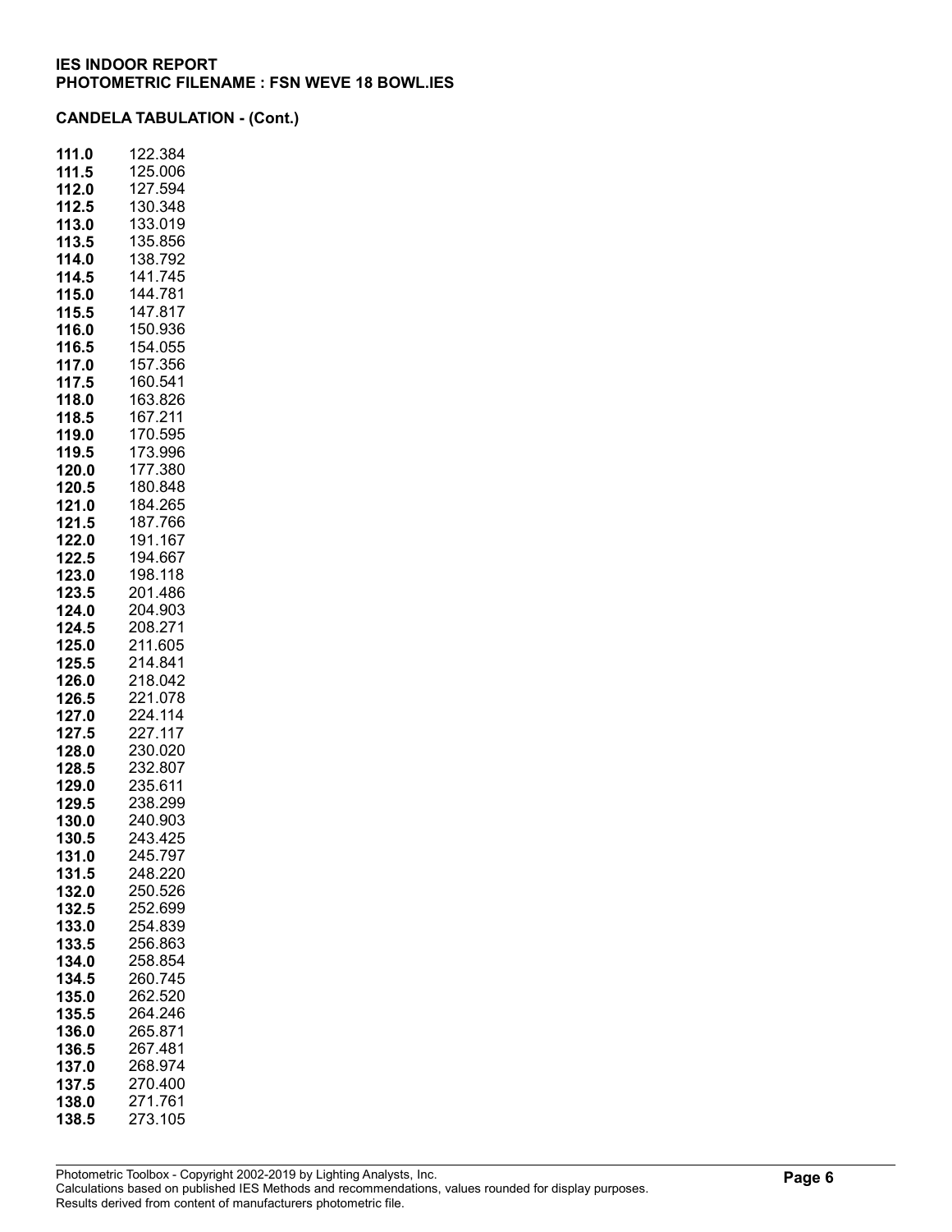**IES INDOOR REPORT**
**PHOTOMETRIC FILENAME : FSN WEVE 18 BOWL.IES**

**CANDELA TABULATION - (Cont.)**

| | |
|---|---|
| **111.0** | 122.384 |
| **111.5** | 125.006 |
| **112.0** | 127.594 |
| **112.5** | 130.348 |
| **113.0** | 133.019 |
| **113.5** | 135.856 |
| **114.0** | 138.792 |
| **114.5** | 141.745 |
| **115.0** | 144.781 |
| **115.5** | 147.817 |
| **116.0** | 150.936 |
| **116.5** | 154.055 |
| **117.0** | 157.356 |
| **117.5** | 160.541 |
| **118.0** | 163.826 |
| **118.5** | 167.211 |
| **119.0** | 170.595 |
| **119.5** | 173.996 |
| **120.0** | 177.380 |
| **120.5** | 180.848 |
| **121.0** | 184.265 |
| **121.5** | 187.766 |
| **122.0** | 191.167 |
| **122.5** | 194.667 |
| **123.0** | 198.118 |
| **123.5** | 201.486 |
| **124.0** | 204.903 |
| **124.5** | 208.271 |
| **125.0** | 211.605 |
| **125.5** | 214.841 |
| **126.0** | 218.042 |
| **126.5** | 221.078 |
| **127.0** | 224.114 |
| **127.5** | 227.117 |
| **128.0** | 230.020 |
| **128.5** | 232.807 |
| **129.0** | 235.611 |
| **129.5** | 238.299 |
| **130.0** | 240.903 |
| **130.5** | 243.425 |
| **131.0** | 245.797 |
| **131.5** | 248.220 |
| **132.0** | 250.526 |
| **132.5** | 252.699 |
| **133.0** | 254.839 |
| **133.5** | 256.863 |
| **134.0** | 258.854 |
| **134.5** | 260.745 |
| **135.0** | 262.520 |
| **135.5** | 264.246 |
| **136.0** | 265.871 |
| **136.5** | 267.481 |
| **137.0** | 268.974 |
| **137.5** | 270.400 |
| **138.0** | 271.761 |
| **138.5** | 273.105 |

Photometric Toolbox - Copyright 2002-2019 by Lighting Analysts, Inc.
Calculations based on published IES Methods and recommendations, values rounded for display purposes.
Results derived from content of manufacturers photometric file.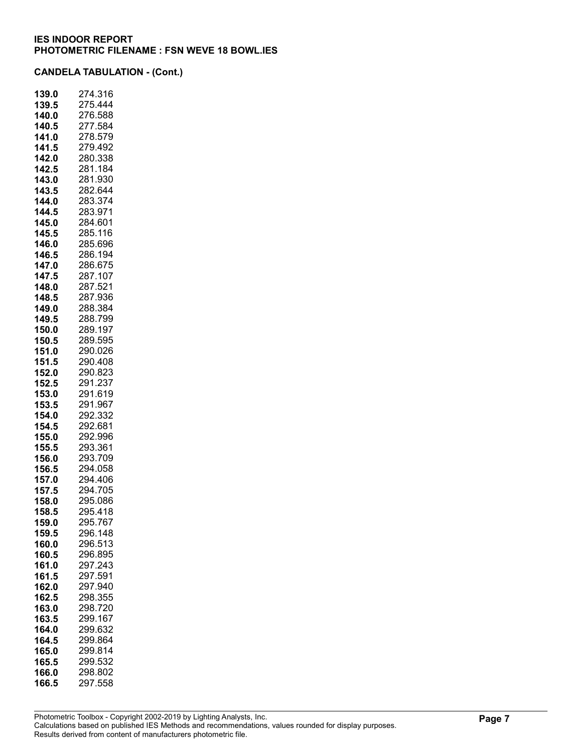**IES INDOOR REPORT**
**PHOTOMETRIC FILENAME : FSN WEVE 18 BOWL.IES**

**CANDELA TABULATION - (Cont.)**

| | |
|---|---|
| **139.0** | 274.316 |
| **139.5** | 275.444 |
| **140.0** | 276.588 |
| **140.5** | 277.584 |
| **141.0** | 278.579 |
| **141.5** | 279.492 |
| **142.0** | 280.338 |
| **142.5** | 281.184 |
| **143.0** | 281.930 |
| **143.5** | 282.644 |
| **144.0** | 283.374 |
| **144.5** | 283.971 |
| **145.0** | 284.601 |
| **145.5** | 285.116 |
| **146.0** | 285.696 |
| **146.5** | 286.194 |
| **147.0** | 286.675 |
| **147.5** | 287.107 |
| **148.0** | 287.521 |
| **148.5** | 287.936 |
| **149.0** | 288.384 |
| **149.5** | 288.799 |
| **150.0** | 289.197 |
| **150.5** | 289.595 |
| **151.0** | 290.026 |
| **151.5** | 290.408 |
| **152.0** | 290.823 |
| **152.5** | 291.237 |
| **153.0** | 291.619 |
| **153.5** | 291.967 |
| **154.0** | 292.332 |
| **154.5** | 292.681 |
| **155.0** | 292.996 |
| **155.5** | 293.361 |
| **156.0** | 293.709 |
| **156.5** | 294.058 |
| **157.0** | 294.406 |
| **157.5** | 294.705 |
| **158.0** | 295.086 |
| **158.5** | 295.418 |
| **159.0** | 295.767 |
| **159.5** | 296.148 |
| **160.0** | 296.513 |
| **160.5** | 296.895 |
| **161.0** | 297.243 |
| **161.5** | 297.591 |
| **162.0** | 297.940 |
| **162.5** | 298.355 |
| **163.0** | 298.720 |
| **163.5** | 299.167 |
| **164.0** | 299.632 |
| **164.5** | 299.864 |
| **165.0** | 299.814 |
| **165.5** | 299.532 |
| **166.0** | 298.802 |
| **166.5** | 297.558 |

Photometric Toolbox - Copyright 2002-2019 by Lighting Analysts, Inc.
Calculations based on published IES Methods and recommendations, values rounded for display purposes.
Results derived from content of manufacturers photometric file.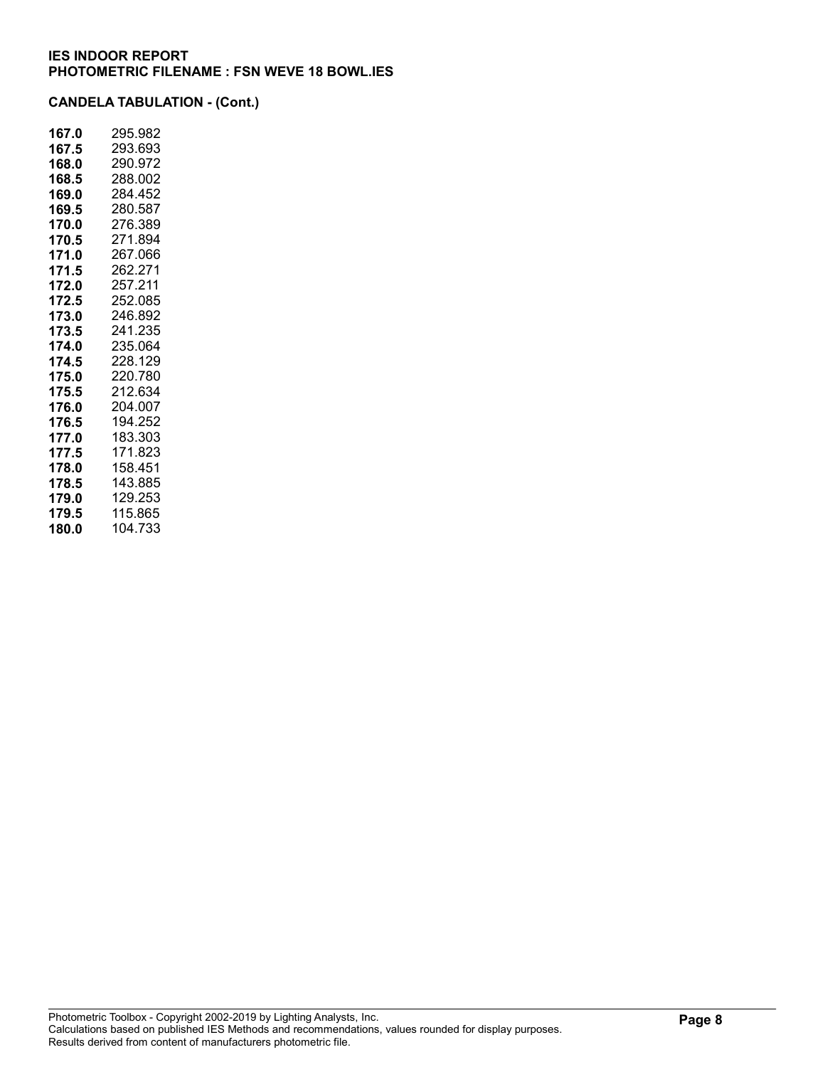**IES INDOOR REPORT**
**PHOTOMETRIC FILENAME : FSN WEVE 18 BOWL.IES**

**CANDELA TABULATION - (Cont.)**

| | |
|---|---|
| **167.0** | 295.982 |
| **167.5** | 293.693 |
| **168.0** | 290.972 |
| **168.5** | 288.002 |
| **169.0** | 284.452 |
| **169.5** | 280.587 |
| **170.0** | 276.389 |
| **170.5** | 271.894 |
| **171.0** | 267.066 |
| **171.5** | 262.271 |
| **172.0** | 257.211 |
| **172.5** | 252.085 |
| **173.0** | 246.892 |
| **173.5** | 241.235 |
| **174.0** | 235.064 |
| **174.5** | 228.129 |
| **175.0** | 220.780 |
| **175.5** | 212.634 |
| **176.0** | 204.007 |
| **176.5** | 194.252 |
| **177.0** | 183.303 |
| **177.5** | 171.823 |
| **178.0** | 158.451 |
| **178.5** | 143.885 |
| **179.0** | 129.253 |
| **179.5** | 115.865 |
| **180.0** | 104.733 |

Photometric Toolbox - Copyright 2002-2019 by Lighting Analysts, Inc.
Calculations based on published IES Methods and recommendations, values rounded for display purposes.
Results derived from content of manufacturers photometric file.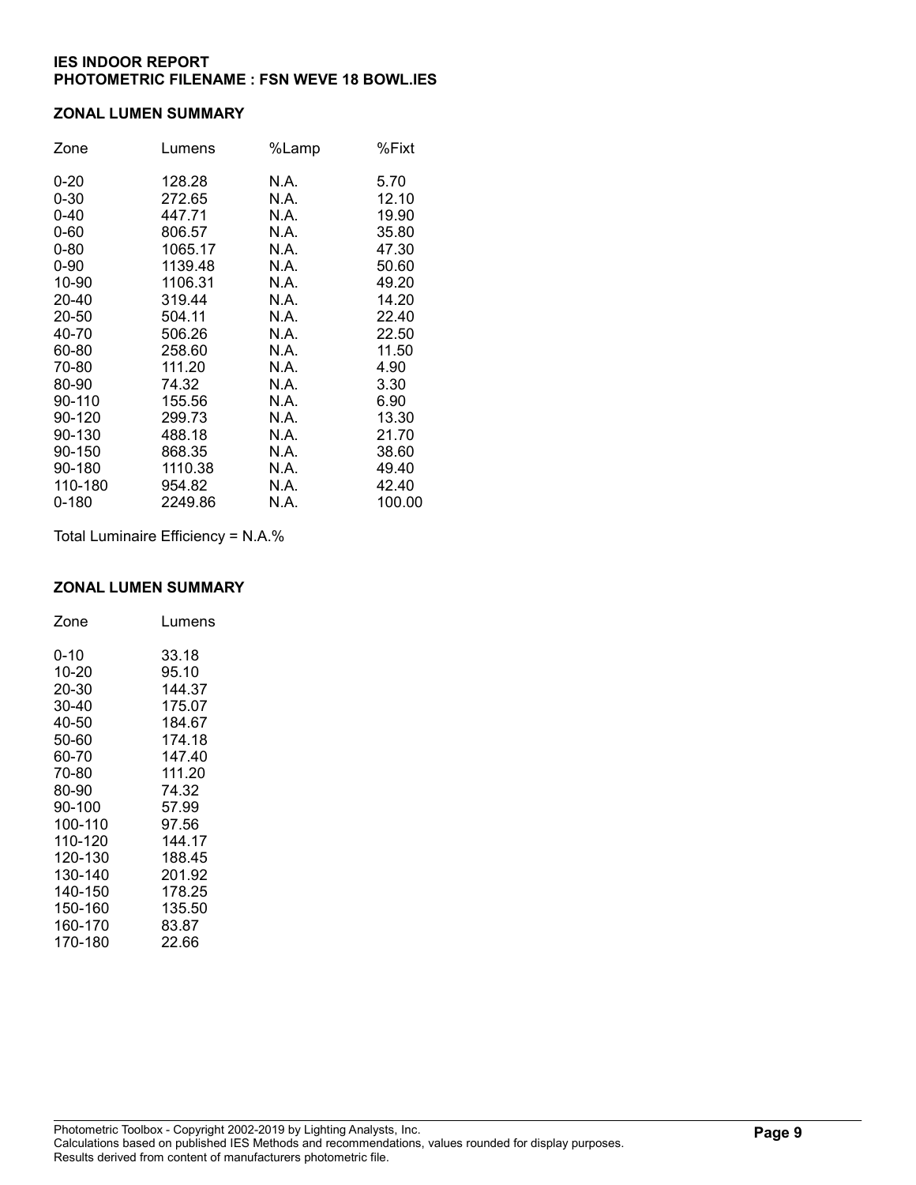**IES INDOOR REPORT**
**PHOTOMETRIC FILENAME : FSN WEVE 18 BOWL.IES**

## ZONAL LUMEN SUMMARY

| Zone | Lumens | %Lamp | %Fixt |
|---|---|---|---|
| 0-20 | 128.28 | N.A. | 5.70 |
| 0-30 | 272.65 | N.A. | 12.10 |
| 0-40 | 447.71 | N.A. | 19.90 |
| 0-60 | 806.57 | N.A. | 35.80 |
| 0-80 | 1065.17 | N.A. | 47.30 |
| 0-90 | 1139.48 | N.A. | 50.60 |
| 10-90 | 1106.31 | N.A. | 49.20 |
| 20-40 | 319.44 | N.A. | 14.20 |
| 20-50 | 504.11 | N.A. | 22.40 |
| 40-70 | 506.26 | N.A. | 22.50 |
| 60-80 | 258.60 | N.A. | 11.50 |
| 70-80 | 111.20 | N.A. | 4.90 |
| 80-90 | 74.32 | N.A. | 3.30 |
| 90-110 | 155.56 | N.A. | 6.90 |
| 90-120 | 299.73 | N.A. | 13.30 |
| 90-130 | 488.18 | N.A. | 21.70 |
| 90-150 | 868.35 | N.A. | 38.60 |
| 90-180 | 1110.38 | N.A. | 49.40 |
| 110-180 | 954.82 | N.A. | 42.40 |
| 0-180 | 2249.86 | N.A. | 100.00 |

Total Luminaire Efficiency = N.A.%

## ZONAL LUMEN SUMMARY

| Zone | Lumens |
|---|---|
| 0-10 | 33.18 |
| 10-20 | 95.10 |
| 20-30 | 144.37 |
| 30-40 | 175.07 |
| 40-50 | 184.67 |
| 50-60 | 174.18 |
| 60-70 | 147.40 |
| 70-80 | 111.20 |
| 80-90 | 74.32 |
| 90-100 | 57.99 |
| 100-110 | 97.56 |
| 110-120 | 144.17 |
| 120-130 | 188.45 |
| 130-140 | 201.92 |
| 140-150 | 178.25 |
| 150-160 | 135.50 |
| 160-170 | 83.87 |
| 170-180 | 22.66 |

Photometric Toolbox - Copyright 2002-2019 by Lighting Analysts, Inc.
Calculations based on published IES Methods and recommendations, values rounded for display purposes.
Results derived from content of manufacturers photometric file.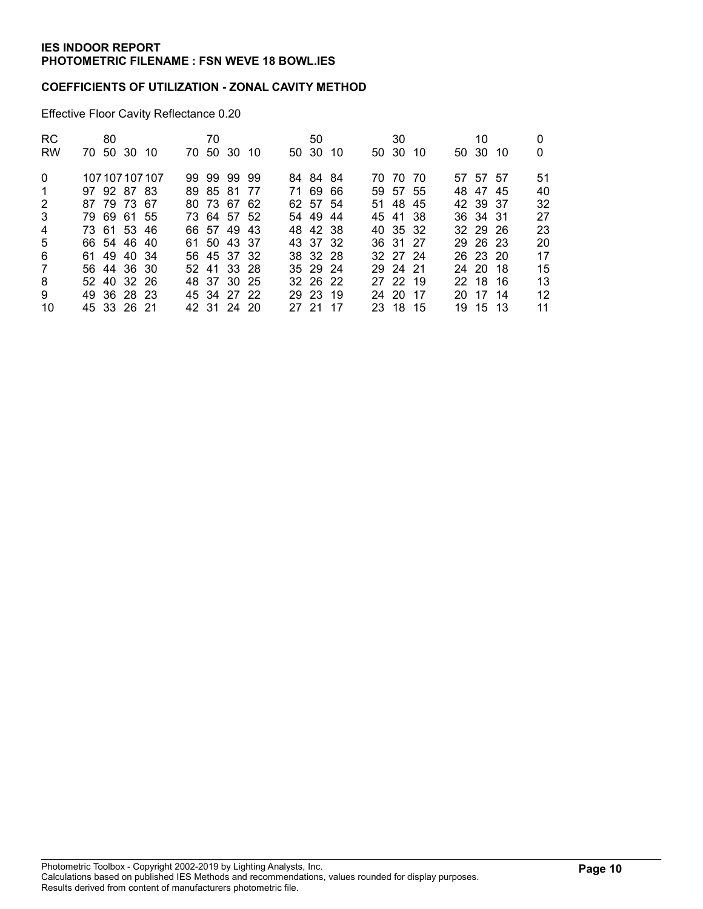**IES INDOOR REPORT**
**PHOTOMETRIC FILENAME : FSN WEVE 18 BOWL.IES**

**COEFFICIENTS OF UTILIZATION - ZONAL CAVITY METHOD**

Effective Floor Cavity Reflectance 0.20

| RC | 80 | | | | 70 | | | | 50 | | | 30 | | | 10 | | | 0 |
|---|---|---|---|---|---|---|---|---|---|---|---|---|---|---|---|---|---|---|
| RW | 70 | 50 | 30 | 10 | 70 | 50 | 30 | 10 | 50 | 30 | 10 | 50 | 30 | 10 | 50 | 30 | 10 | 0 |
| 0 | 107 | 107 | 107 | 107 | 99 | 99 | 99 | 99 | 84 | 84 | 84 | 70 | 70 | 70 | 57 | 57 | 57 | 51 |
| 1 | 97 | 92 | 87 | 83 | 89 | 85 | 81 | 77 | 71 | 69 | 66 | 59 | 57 | 55 | 48 | 47 | 45 | 40 |
| 2 | 87 | 79 | 73 | 67 | 80 | 73 | 67 | 62 | 62 | 57 | 54 | 51 | 48 | 45 | 42 | 39 | 37 | 32 |
| 3 | 79 | 69 | 61 | 55 | 73 | 64 | 57 | 52 | 54 | 49 | 44 | 45 | 41 | 38 | 36 | 34 | 31 | 27 |
| 4 | 73 | 61 | 53 | 46 | 66 | 57 | 49 | 43 | 48 | 42 | 38 | 40 | 35 | 32 | 32 | 29 | 26 | 23 |
| 5 | 66 | 54 | 46 | 40 | 61 | 50 | 43 | 37 | 43 | 37 | 32 | 36 | 31 | 27 | 29 | 26 | 23 | 20 |
| 6 | 61 | 49 | 40 | 34 | 56 | 45 | 37 | 32 | 38 | 32 | 28 | 32 | 27 | 24 | 26 | 23 | 20 | 17 |
| 7 | 56 | 44 | 36 | 30 | 52 | 41 | 33 | 28 | 35 | 29 | 24 | 29 | 24 | 21 | 24 | 20 | 18 | 15 |
| 8 | 52 | 40 | 32 | 26 | 48 | 37 | 30 | 25 | 32 | 26 | 22 | 27 | 22 | 19 | 22 | 18 | 16 | 13 |
| 9 | 49 | 36 | 28 | 23 | 45 | 34 | 27 | 22 | 29 | 23 | 19 | 24 | 20 | 17 | 20 | 17 | 14 | 12 |
| 10 | 45 | 33 | 26 | 21 | 42 | 31 | 24 | 20 | 27 | 21 | 17 | 23 | 18 | 15 | 19 | 15 | 13 | 11 |

Photometric Toolbox - Copyright 2002-2019 by Lighting Analysts, Inc.
Calculations based on published IES Methods and recommendations, values rounded for display purposes.
Results derived from content of manufacturers photometric file.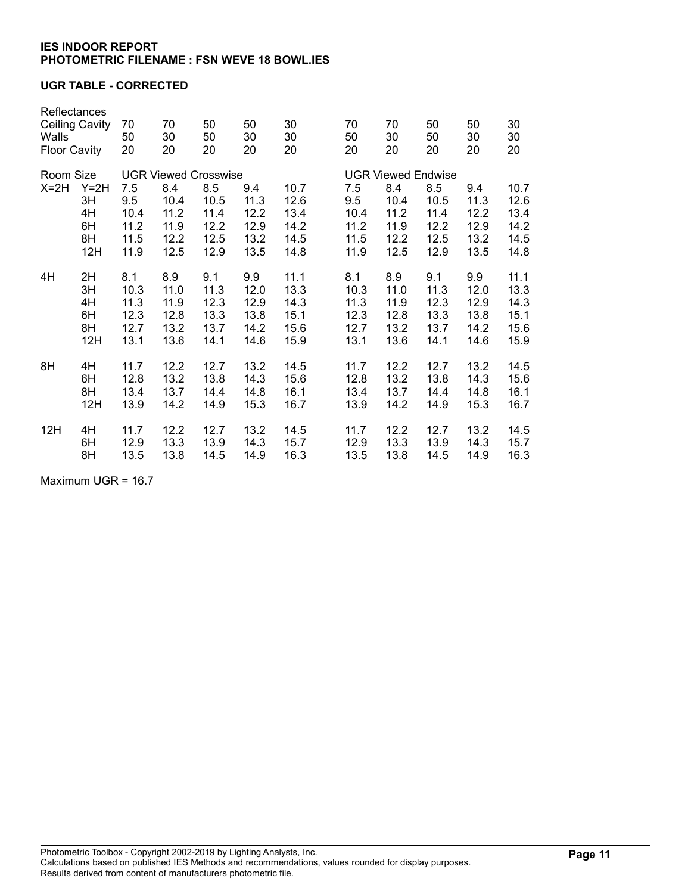**IES INDOOR REPORT**
**PHOTOMETRIC FILENAME : FSN WEVE 18 BOWL.IES**

**UGR TABLE - CORRECTED**

| Reflectances | | | | | | | | | | | |
|---|---|---|---|---|---|---|---|---|---|---|---|
| Ceiling Cavity | | 70 | 70 | 50 | 50 | 30 | 70 | 70 | 50 | 50 | 30 |
| Walls | | 50 | 30 | 50 | 30 | 30 | 50 | 30 | 50 | 30 | 30 |
| Floor Cavity | | 20 | 20 | 20 | 20 | 20 | 20 | 20 | 20 | 20 | 20 |
| Room Size | | UGR Viewed Crosswise | | | | | UGR Viewed Endwise | | | | |
| X=2H | Y=2H | 7.5 | 8.4 | 8.5 | 9.4 | 10.7 | 7.5 | 8.4 | 8.5 | 9.4 | 10.7 |
| | 3H | 9.5 | 10.4 | 10.5 | 11.3 | 12.6 | 9.5 | 10.4 | 10.5 | 11.3 | 12.6 |
| | 4H | 10.4 | 11.2 | 11.4 | 12.2 | 13.4 | 10.4 | 11.2 | 11.4 | 12.2 | 13.4 |
| | 6H | 11.2 | 11.9 | 12.2 | 12.9 | 14.2 | 11.2 | 11.9 | 12.2 | 12.9 | 14.2 |
| | 8H | 11.5 | 12.2 | 12.5 | 13.2 | 14.5 | 11.5 | 12.2 | 12.5 | 13.2 | 14.5 |
| | 12H | 11.9 | 12.5 | 12.9 | 13.5 | 14.8 | 11.9 | 12.5 | 12.9 | 13.5 | 14.8 |
| 4H | 2H | 8.1 | 8.9 | 9.1 | 9.9 | 11.1 | 8.1 | 8.9 | 9.1 | 9.9 | 11.1 |
| | 3H | 10.3 | 11.0 | 11.3 | 12.0 | 13.3 | 10.3 | 11.0 | 11.3 | 12.0 | 13.3 |
| | 4H | 11.3 | 11.9 | 12.3 | 12.9 | 14.3 | 11.3 | 11.9 | 12.3 | 12.9 | 14.3 |
| | 6H | 12.3 | 12.8 | 13.3 | 13.8 | 15.1 | 12.3 | 12.8 | 13.3 | 13.8 | 15.1 |
| | 8H | 12.7 | 13.2 | 13.7 | 14.2 | 15.6 | 12.7 | 13.2 | 13.7 | 14.2 | 15.6 |
| | 12H | 13.1 | 13.6 | 14.1 | 14.6 | 15.9 | 13.1 | 13.6 | 14.1 | 14.6 | 15.9 |
| 8H | 4H | 11.7 | 12.2 | 12.7 | 13.2 | 14.5 | 11.7 | 12.2 | 12.7 | 13.2 | 14.5 |
| | 6H | 12.8 | 13.2 | 13.8 | 14.3 | 15.6 | 12.8 | 13.2 | 13.8 | 14.3 | 15.6 |
| | 8H | 13.4 | 13.7 | 14.4 | 14.8 | 16.1 | 13.4 | 13.7 | 14.4 | 14.8 | 16.1 |
| | 12H | 13.9 | 14.2 | 14.9 | 15.3 | 16.7 | 13.9 | 14.2 | 14.9 | 15.3 | 16.7 |
| 12H | 4H | 11.7 | 12.2 | 12.7 | 13.2 | 14.5 | 11.7 | 12.2 | 12.7 | 13.2 | 14.5 |
| | 6H | 12.9 | 13.3 | 13.9 | 14.3 | 15.7 | 12.9 | 13.3 | 13.9 | 14.3 | 15.7 |
| | 8H | 13.5 | 13.8 | 14.5 | 14.9 | 16.3 | 13.5 | 13.8 | 14.5 | 14.9 | 16.3 |

Maximum UGR = 16.7

Photometric Toolbox - Copyright 2002-2019 by Lighting Analysts, Inc.
Calculations based on published IES Methods and recommendations, values rounded for display purposes.
Results derived from content of manufacturers photometric file.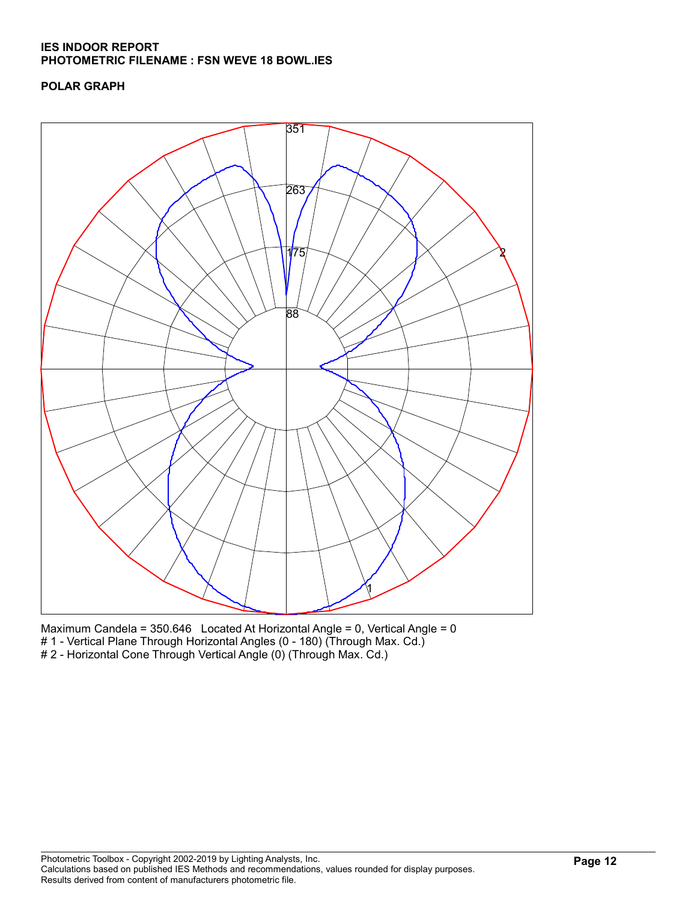**IES INDOOR REPORT**
**PHOTOMETRIC FILENAME : FSN WEVE 18 BOWL.IES**

**POLAR GRAPH**

351
263
175
88
2
1

Maximum Candela = 350.646 Located At Horizontal Angle = 0, Vertical Angle = 0
# 1 - Vertical Plane Through Horizontal Angles (0 - 180) (Through Max. Cd.)
# 2 - Horizontal Cone Through Vertical Angle (0) (Through Max. Cd.)

Photometric Toolbox - Copyright 2002-2019 by Lighting Analysts, Inc.
Calculations based on published IES Methods and recommendations, values rounded for display purposes.
Results derived from content of manufacturers photometric file.